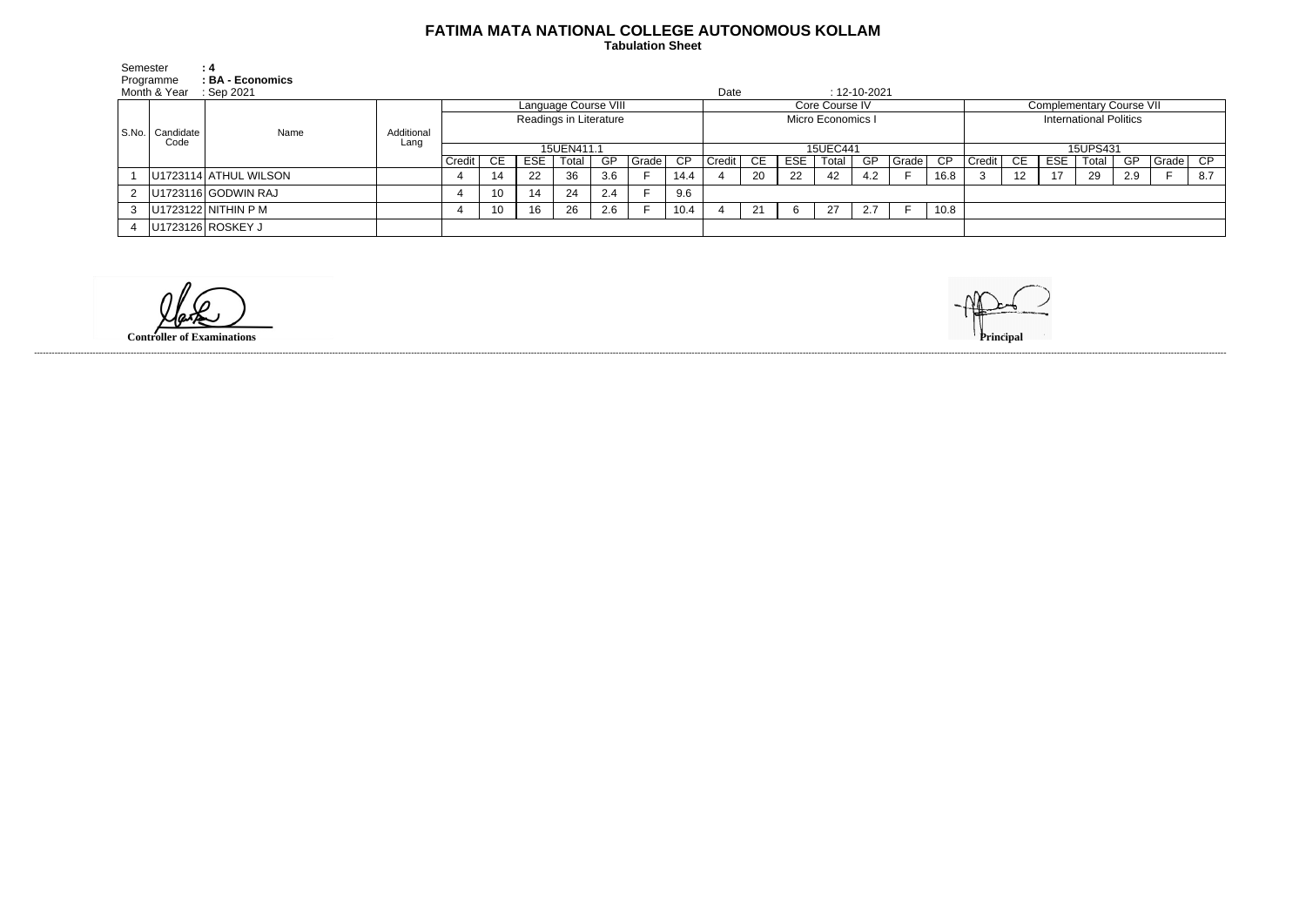# FATIMA MATA NATIONAL COLLEGE AUTONOMOUS KOLLAM

**Tabulation Sheet**

Semester **: 4**
Programme **: BA - Economics**
Month & Year : Sep 2021
Date : 12-10-2021

| S.No. | Candidate Code | Name | Additional Lang | Language Course VIII | | | | | | | Core Course IV | | | | | | | Complementary Course VII | | | | | | |
|---|---|---|---|---|---|---|---|---|---|---|---|---|---|---|---|---|---|---|---|---|---|---|---|---|
| | | | | Readings in Literature | | | | | | | Micro Economics I | | | | | | | International Politics | | | | | | |
| | | | | 15UEN411.1 | | | | | | | 15UEC441 | | | | | | | 15UPS431 | | | | | | |
| | | | | Credit | CE | ESE | Total | GP | Grade | CP | Credit | CE | ESE | Total | GP | Grade | CP | Credit | CE | ESE | Total | GP | Grade | CP |
| 1 | U1723114 | ATHUL WILSON | | 4 | 14 | 22 | 36 | 3.6 | F | 14.4 | 4 | 20 | 22 | 42 | 4.2 | F | 16.8 | 3 | 12 | 17 | 29 | 2.9 | F | 8.7 |
| 2 | U1723116 | GODWIN RAJ | | 4 | 10 | 14 | 24 | 2.4 | F | 9.6 | | | | | | | | | | | | | | |
| 3 | U1723122 | NITHIN P M | | 4 | 10 | 16 | 26 | 2.6 | F | 10.4 | 4 | 21 | 6 | 27 | 2.7 | F | 10.8 | | | | | | | |
| 4 | U1723126 | ROSKEY J | | | | | | | | | | | | | | | | | | | | | | |

**Controller of Examinations**

**Principal**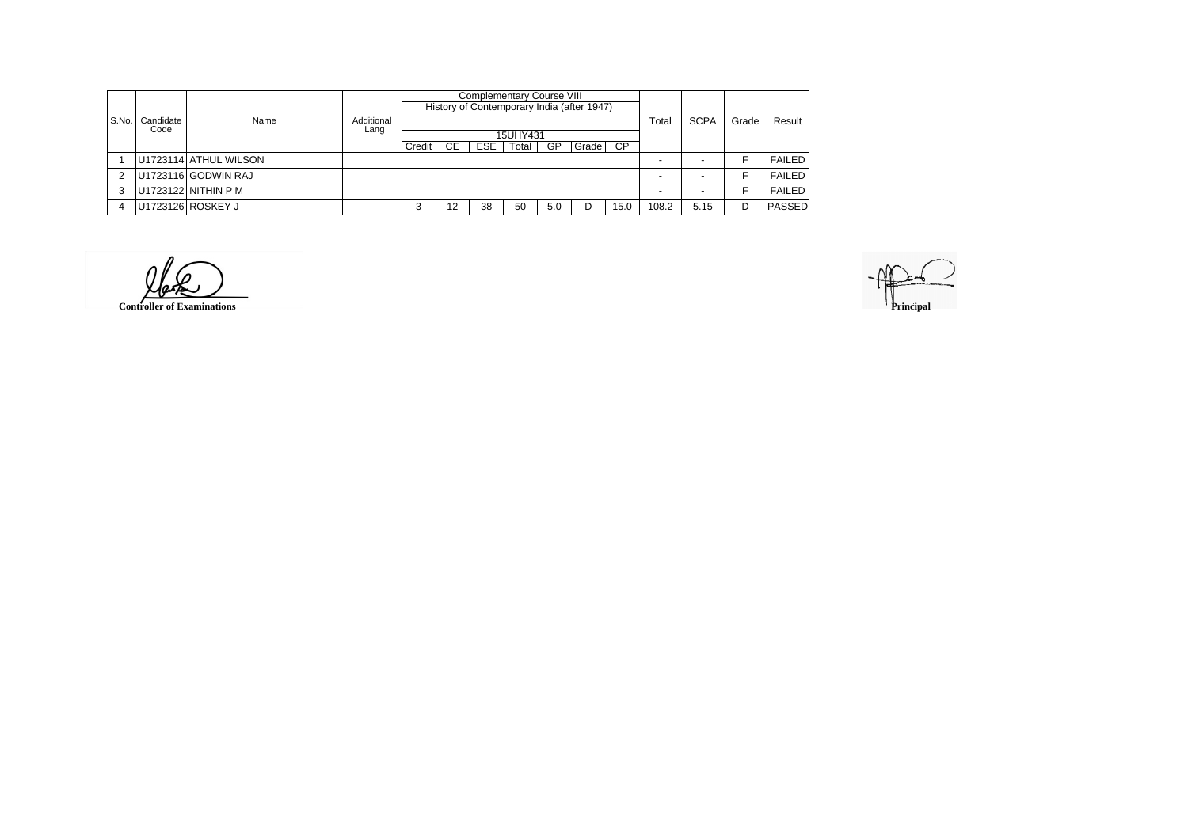| S.No. | Candidate Code | Name | Additional Lang | Complementary Course VIII History of Contemporary India (after 1947) 15UHY431 | | | | | | | Total | SCPA | Grade | Result |
|---|---|---|---|---|---|---|---|---|---|---|---|---|---|---|
| | | | | Credit | CE | ESE | Total | GP | Grade | CP | | | | |
| 1 | U1723114 | ATHUL WILSON | | | | | | | | | - | - | F | FAILED |
| 2 | U1723116 | GODWIN RAJ | | | | | | | | | - | - | F | FAILED |
| 3 | U1723122 | NITHIN P M | | | | | | | | | - | - | F | FAILED |
| 4 | U1723126 | ROSKEY J | | 3 | 12 | 38 | 50 | 5.0 | D | 15.0 | 108.2 | 5.15 | D | PASSED |

**Controller of Examinations**

**Principal**